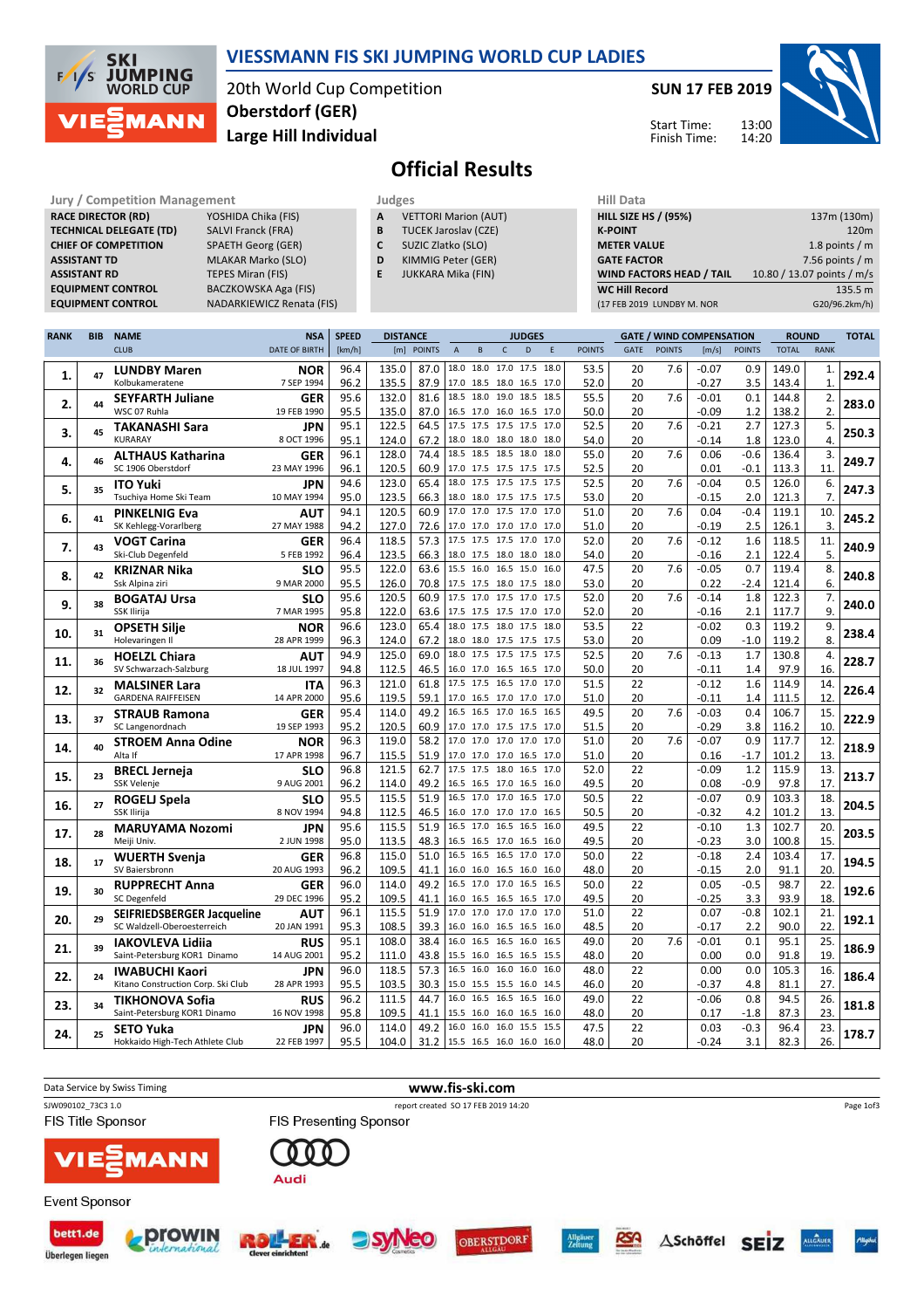# VIESSMANN FIS SKI JUMPING WORLD CUP LADIES

20th World Cup Competition
Oberstdorf (GER)
Large Hill Individual

SUN 17 FEB 2019

Start Time: 13:00
Finish Time: 14:20

## Official Results

| Jury / Competition Management | |
|---|---|
| RACE DIRECTOR (RD) | YOSHIDA Chika (FIS) |
| TECHNICAL DELEGATE (TD) | SALVI Franck (FRA) |
| CHIEF OF COMPETITION | SPAETH Georg (GER) |
| ASSISTANT TD | MLAKAR Marko (SLO) |
| ASSISTANT RD | TEPES Miran (FIS) |
| EQUIPMENT CONTROL | BACZKOWSKA Aga (FIS) |
| EQUIPMENT CONTROL | NADARKIEWICZ Renata (FIS) |

| Judges | |
|---|---|
| A | VETTORI Marion (AUT) |
| B | TUCEK Jaroslav (CZE) |
| C | SUZIC Zlatko (SLO) |
| D | KIMMIG Peter (GER) |
| E | JUKKARA Mika (FIN) |

| Hill Data | |
|---|---|
| HILL SIZE HS / (95%) | 137m (130m) |
| K-POINT | 120m |
| METER VALUE | 1.8 points / m |
| GATE FACTOR | 7.56 points / m |
| WIND FACTORS HEAD / TAIL | 10.80 / 13.07 points / m/s |
| WC Hill Record | 135.5 m |
| (17 FEB 2019 LUNDBY M. NOR | G20/96.2km/h) |

| RANK | BIB | NAME / CLUB | NSA / DATE OF BIRTH | SPEED [km/h] | DISTANCE [m] | DISTANCE POINTS | A | B | C | D | E | JUDGES POINTS | GATE | GATE POINTS | WIND [m/s] | WIND POINTS | ROUND TOTAL | ROUND RANK | TOTAL |
|---|---|---|---|---|---|---|---|---|---|---|---|---|---|---|---|---|---|---|---|
| 1. | 47 | LUNDBY Maren | NOR | 96.4 | 135.0 | 87.0 | 18.0 | 18.0 | 17.0 | 17.5 | 18.0 | 53.5 | 20 | 7.6 | -0.07 | 0.9 | 149.0 | 1. | 292.4 |
| | | Kolbukameratene | 7 SEP 1994 | 96.2 | 135.5 | 87.9 | 17.0 | 18.5 | 18.0 | 16.5 | 17.0 | 52.0 | 20 | | -0.27 | 3.5 | 143.4 | 1. | |
| 2. | 44 | SEYFARTH Juliane | GER | 95.6 | 132.0 | 81.6 | 18.5 | 18.0 | 19.0 | 18.5 | 18.5 | 55.5 | 20 | 7.6 | -0.01 | 0.1 | 144.8 | 2. | 283.0 |
| | | WSC 07 Ruhla | 19 FEB 1990 | 95.5 | 135.0 | 87.0 | 16.5 | 17.0 | 16.0 | 16.5 | 17.0 | 50.0 | 20 | | -0.09 | 1.2 | 138.2 | 2. | |
| 3. | 45 | TAKANASHI Sara | JPN | 95.1 | 122.5 | 64.5 | 17.5 | 17.5 | 17.5 | 17.5 | 17.0 | 52.5 | 20 | 7.6 | -0.21 | 2.7 | 127.3 | 5. | 250.3 |
| | | KURARAY | 8 OCT 1996 | 95.1 | 124.0 | 67.2 | 18.0 | 18.0 | 18.0 | 18.0 | 18.0 | 54.0 | 20 | | -0.14 | 1.8 | 123.0 | 4. | |
| 4. | 46 | ALTHAUS Katharina | GER | 96.1 | 128.0 | 74.4 | 18.5 | 18.5 | 18.5 | 18.0 | 18.0 | 55.0 | 20 | 7.6 | 0.06 | -0.6 | 136.4 | 3. | 249.7 |
| | | SC 1906 Oberstdorf | 23 MAY 1996 | 96.1 | 120.5 | 60.9 | 17.0 | 17.5 | 17.5 | 17.5 | 17.5 | 52.5 | 20 | | 0.01 | -0.1 | 113.3 | 11. | |
| 5. | 35 | ITO Yuki | JPN | 94.6 | 123.0 | 65.4 | 18.0 | 17.5 | 17.5 | 17.5 | 17.5 | 52.5 | 20 | 7.6 | -0.04 | 0.5 | 126.0 | 6. | 247.3 |
| | | Tsuchiya Home Ski Team | 10 MAY 1994 | 95.0 | 123.5 | 66.3 | 18.0 | 18.0 | 17.5 | 17.5 | 17.5 | 53.0 | 20 | | -0.15 | 2.0 | 121.3 | 7. | |
| 6. | 41 | PINKELNIG Eva | AUT | 94.1 | 120.5 | 60.9 | 17.0 | 17.0 | 17.5 | 17.0 | 17.0 | 51.0 | 20 | 7.6 | 0.04 | -0.4 | 119.1 | 10. | 245.2 |
| | | SK Kehlegg-Vorarlberg | 27 MAY 1988 | 94.2 | 127.0 | 72.6 | 17.0 | 17.0 | 17.0 | 17.0 | 17.0 | 51.0 | 20 | | -0.19 | 2.5 | 126.1 | 3. | |
| 7. | 43 | VOGT Carina | GER | 96.4 | 118.5 | 57.3 | 17.5 | 17.5 | 17.5 | 17.0 | 17.5 | 52.0 | 20 | 7.6 | -0.12 | 1.6 | 118.5 | 11. | 240.9 |
| | | Ski-Club Degenfeld | 5 FEB 1992 | 96.4 | 123.5 | 66.3 | 18.0 | 17.5 | 18.0 | 18.0 | 18.0 | 54.0 | 20 | | -0.16 | 2.1 | 122.4 | 5. | |
| 8. | 42 | KRIZNAR Nika | SLO | 95.5 | 122.0 | 63.6 | 15.5 | 16.0 | 16.5 | 15.0 | 16.0 | 47.5 | 20 | 7.6 | -0.05 | 0.7 | 119.4 | 8. | 240.8 |
| | | Ssk Alpina ziri | 9 MAR 2000 | 95.5 | 126.0 | 70.8 | 17.5 | 17.5 | 18.0 | 17.5 | 18.0 | 53.0 | 20 | | 0.22 | -2.4 | 121.4 | 6. | |
| 9. | 38 | BOGATAJ Ursa | SLO | 95.6 | 120.5 | 60.9 | 17.5 | 17.0 | 17.5 | 17.0 | 17.5 | 52.0 | 20 | 7.6 | -0.14 | 1.8 | 122.3 | 7. | 240.0 |
| | | SSK Ilirija | 7 MAR 1995 | 95.8 | 122.0 | 63.6 | 17.5 | 17.5 | 17.5 | 17.0 | 17.0 | 52.0 | 20 | | -0.16 | 2.1 | 117.7 | 9. | |
| 10. | 31 | OPSETH Silje | NOR | 96.6 | 123.0 | 65.4 | 18.0 | 17.5 | 18.0 | 17.5 | 18.0 | 53.5 | 22 | | -0.02 | 0.3 | 119.2 | 9. | 238.4 |
| | | Holevaringen Il | 28 APR 1999 | 96.3 | 124.0 | 67.2 | 18.0 | 18.0 | 17.5 | 17.5 | 17.5 | 53.0 | 20 | | 0.09 | -1.0 | 119.2 | 8. | |
| 11. | 36 | HOELZL Chiara | AUT | 94.9 | 125.0 | 69.0 | 18.0 | 17.5 | 17.5 | 17.5 | 17.5 | 52.5 | 20 | 7.6 | -0.13 | 1.7 | 130.8 | 4. | 228.7 |
| | | SV Schwarzach-Salzburg | 18 JUL 1997 | 94.8 | 112.5 | 46.5 | 16.0 | 17.0 | 16.5 | 16.5 | 17.0 | 50.0 | 20 | | -0.11 | 1.4 | 97.9 | 16. | |
| 12. | 32 | MALSINER Lara | ITA | 96.3 | 121.0 | 61.8 | 17.5 | 17.5 | 16.5 | 17.0 | 17.0 | 51.5 | 22 | | -0.12 | 1.6 | 114.9 | 14. | 226.4 |
| | | GARDENA RAIFFEISEN | 14 APR 2000 | 95.6 | 119.5 | 59.1 | 17.0 | 16.5 | 17.0 | 17.0 | 17.0 | 51.0 | 20 | | -0.11 | 1.4 | 111.5 | 12. | |
| 13. | 37 | STRAUB Ramona | GER | 95.4 | 114.0 | 49.2 | 16.5 | 16.5 | 17.0 | 16.5 | 16.5 | 49.5 | 20 | 7.6 | -0.03 | 0.4 | 106.7 | 15. | 222.9 |
| | | SC Langenordnach | 19 SEP 1993 | 95.2 | 120.5 | 60.9 | 17.0 | 17.5 | 17.0 | 17.5 | 17.0 | 51.5 | 20 | | -0.29 | 3.8 | 116.2 | 10. | |
| 14. | 40 | STROEM Anna Odine | NOR | 96.3 | 119.0 | 58.2 | 17.0 | 17.0 | 17.0 | 17.0 | 17.0 | 51.0 | 20 | 7.6 | -0.07 | 0.9 | 117.7 | 12. | 218.9 |
| | | Alta If | 17 APR 1998 | 96.7 | 115.5 | 51.9 | 17.0 | 17.0 | 17.0 | 16.5 | 17.0 | 51.0 | 20 | | 0.16 | -1.7 | 101.2 | 13. | |
| 15. | 23 | BRECL Jerneja | SLO | 96.8 | 121.5 | 62.7 | 17.5 | 17.5 | 18.0 | 16.5 | 17.0 | 52.0 | 22 | | -0.09 | 1.2 | 115.9 | 13. | 213.7 |
| | | SSK Velenje | 9 AUG 2001 | 96.2 | 114.0 | 49.2 | 16.5 | 16.5 | 17.0 | 16.5 | 16.0 | 49.5 | 20 | | 0.08 | -0.9 | 97.8 | 17. | |
| 16. | 27 | ROGELJ Spela | SLO | 95.5 | 115.5 | 51.9 | 16.5 | 17.0 | 17.0 | 16.5 | 17.0 | 50.5 | 22 | | -0.07 | 0.9 | 103.3 | 18. | 204.5 |
| | | SSK Ilirija | 8 NOV 1994 | 94.8 | 112.5 | 46.5 | 16.0 | 17.0 | 17.0 | 17.0 | 16.5 | 50.5 | 20 | | -0.32 | 4.2 | 101.2 | 13. | |
| 17. | 28 | MARUYAMA Nozomi | JPN | 95.6 | 115.5 | 51.9 | 16.5 | 17.0 | 16.5 | 16.5 | 16.0 | 49.5 | 22 | | -0.10 | 1.3 | 102.7 | 20. | 203.5 |
| | | Meiji Univ. | 2 JUN 1998 | 95.0 | 113.5 | 48.3 | 16.5 | 16.5 | 17.0 | 16.5 | 16.0 | 49.5 | 20 | | -0.23 | 3.0 | 100.8 | 15. | |
| 18. | 17 | WUERTH Svenja | GER | 96.8 | 115.0 | 51.0 | 16.5 | 16.5 | 16.5 | 17.0 | 17.0 | 50.0 | 22 | | -0.18 | 2.4 | 103.4 | 17. | 194.5 |
| | | SV Baiersbronn | 20 AUG 1993 | 96.2 | 109.5 | 41.1 | 16.0 | 16.0 | 16.5 | 16.0 | 16.0 | 48.0 | 20 | | -0.15 | 2.0 | 91.1 | 20. | |
| 19. | 30 | RUPPRECHT Anna | GER | 96.0 | 114.0 | 49.2 | 16.5 | 17.0 | 17.0 | 16.5 | 16.5 | 50.0 | 22 | | 0.05 | -0.5 | 98.7 | 22. | 192.6 |
| | | SC Degenfeld | 29 DEC 1996 | 95.2 | 109.5 | 41.1 | 16.0 | 16.5 | 16.5 | 16.5 | 17.0 | 49.5 | 20 | | -0.25 | 3.3 | 93.9 | 18. | |
| 20. | 29 | SEIFRIEDSBERGER Jacqueline | AUT | 96.1 | 115.5 | 51.9 | 17.0 | 17.0 | 17.0 | 17.0 | 17.0 | 51.0 | 22 | | 0.07 | -0.8 | 102.1 | 21. | 192.1 |
| | | SC Waldzell-Oberoesterreich | 20 JAN 1991 | 95.3 | 108.5 | 39.3 | 16.0 | 16.0 | 16.5 | 16.5 | 16.0 | 48.5 | 20 | | -0.17 | 2.2 | 90.0 | 22. | |
| 21. | 39 | IAKOVLEVA Lidiia | RUS | 95.1 | 108.0 | 38.4 | 16.0 | 16.5 | 16.5 | 16.0 | 16.5 | 49.0 | 20 | 7.6 | -0.01 | 0.1 | 95.1 | 25. | 186.9 |
| | | Saint-Petersburg KOR1 Dinamo | 14 AUG 2001 | 95.2 | 111.0 | 43.8 | 15.5 | 16.0 | 16.5 | 16.5 | 15.5 | 48.0 | 20 | | 0.00 | 0.0 | 91.8 | 19. | |
| 22. | 24 | IWABUCHI Kaori | JPN | 96.0 | 118.5 | 57.3 | 16.5 | 16.0 | 16.0 | 16.0 | 16.0 | 48.0 | 22 | | 0.00 | 0.0 | 105.3 | 16. | 186.4 |
| | | Kitano Construction Corp. Ski Club | 28 APR 1993 | 95.5 | 103.5 | 30.3 | 15.0 | 15.5 | 15.5 | 16.0 | 14.5 | 46.0 | 20 | | -0.37 | 4.8 | 81.1 | 27. | |
| 23. | 34 | TIKHONOVA Sofia | RUS | 96.2 | 111.5 | 44.7 | 16.0 | 16.5 | 16.5 | 16.5 | 16.0 | 49.0 | 22 | | -0.06 | 0.8 | 94.5 | 26. | 181.8 |
| | | Saint-Petersburg KOR1 Dinamo | 16 NOV 1998 | 95.8 | 109.5 | 41.1 | 15.5 | 16.0 | 16.0 | 16.5 | 16.0 | 48.0 | 20 | | 0.17 | -1.8 | 87.3 | 23. | |
| 24. | 25 | SETO Yuka | JPN | 96.0 | 114.0 | 49.2 | 16.0 | 16.0 | 16.0 | 15.5 | 15.5 | 47.5 | 22 | | 0.03 | -0.3 | 96.4 | 23. | 178.7 |
| | | Hokkaido High-Tech Athlete Club | 22 FEB 1997 | 95.5 | 104.0 | 31.2 | 15.5 | 16.5 | 16.0 | 16.0 | 16.0 | 48.0 | 20 | | -0.24 | 3.1 | 82.3 | 26. | |

Data Service by Swiss Timing — www.fis-ski.com

SJW090102_73C3 1.0 — report created SO 17 FEB 2019 14:20

FIS Title Sponsor: VIESSMANN — FIS Presenting Sponsor: Audi

Event Sponsor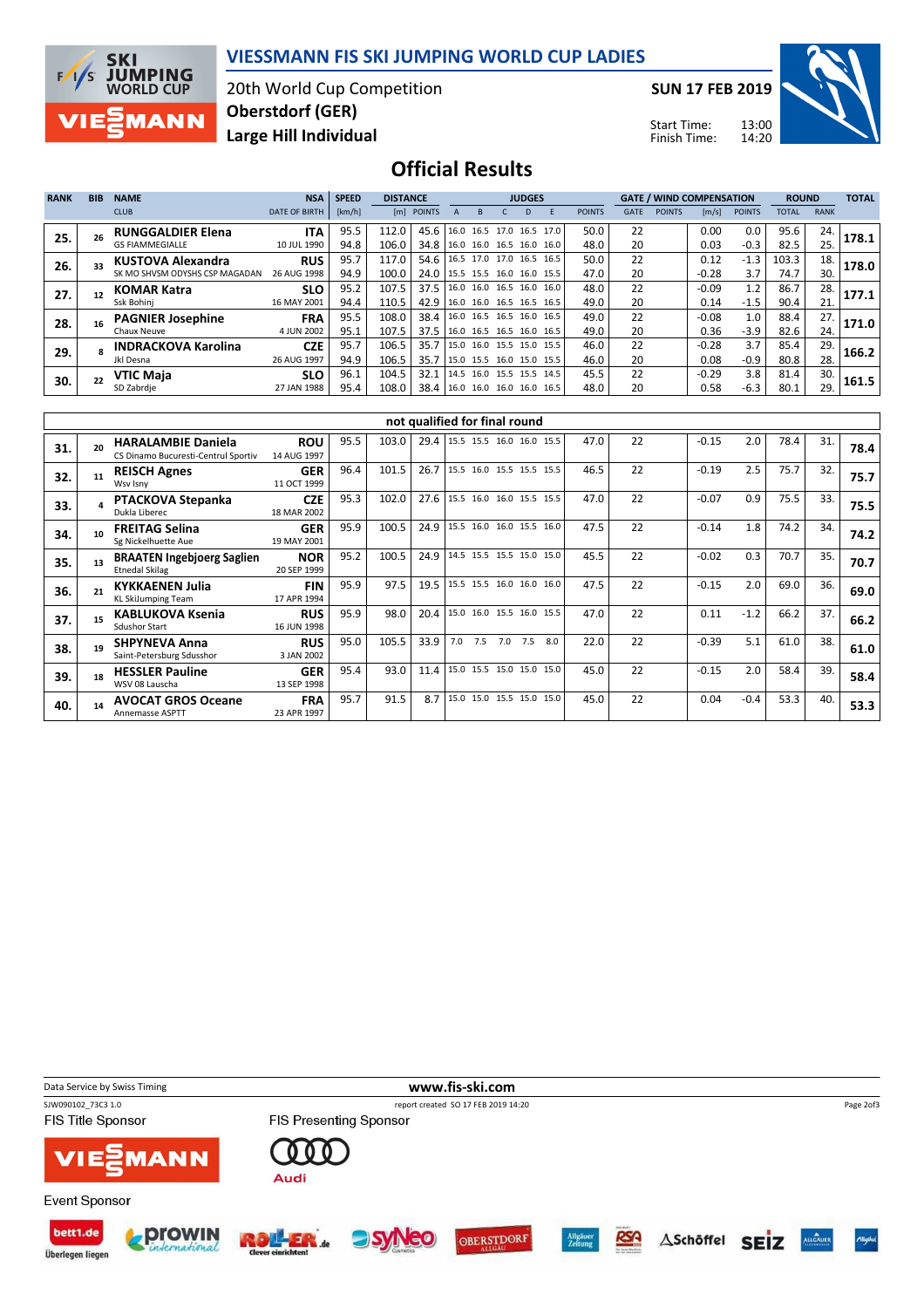# VIESSMANN FIS SKI JUMPING WORLD CUP LADIES

20th World Cup Competition
**Oberstdorf (GER)**
**Large Hill Individual**

**SUN 17 FEB 2019**

Start Time: 13:00
Finish Time: 14:20

## Official Results

| RANK | BIB | NAME / CLUB | NSA / DATE OF BIRTH | SPEED [km/h] | DISTANCE [m] | DISTANCE POINTS | JUDGES A | B | C | D | E | JUDGES POINTS | GATE | GATE POINTS | WIND [m/s] | WIND POINTS | ROUND TOTAL | ROUND RANK | TOTAL |
|---|---|---|---|---|---|---|---|---|---|---|---|---|---|---|---|---|---|---|---|
| 25. | 26 | **RUNGGALDIER Elena** GS FIAMMEGIALLE | **ITA** 10 JUL 1990 | 95.5 | 112.0 | 45.6 | 16.0 | 16.5 | 17.0 | 16.5 | 17.0 | 50.0 | 22 | | 0.00 | 0.0 | 95.6 | 24. | **178.1** |
| | | | | 94.8 | 106.0 | 34.8 | 16.0 | 16.0 | 16.5 | 16.0 | 16.0 | 48.0 | 20 | | 0.03 | -0.3 | 82.5 | 25. | |
| 26. | 33 | **KUSTOVA Alexandra** SK MO SHVSM ODYSHS CSP MAGADAN | **RUS** 26 AUG 1998 | 95.7 | 117.0 | 54.6 | 16.5 | 17.0 | 17.0 | 16.5 | 16.5 | 50.0 | 22 | | 0.12 | -1.3 | 103.3 | 18. | **178.0** |
| | | | | 94.9 | 100.0 | 24.0 | 15.5 | 15.5 | 16.0 | 16.0 | 15.5 | 47.0 | 20 | | -0.28 | 3.7 | 74.7 | 30. | |
| 27. | 12 | **KOMAR Katra** Ssk Bohinj | **SLO** 16 MAY 2001 | 95.2 | 107.5 | 37.5 | 16.0 | 16.0 | 16.5 | 16.0 | 16.0 | 48.0 | 22 | | -0.09 | 1.2 | 86.7 | 28. | **177.1** |
| | | | | 94.4 | 110.5 | 42.9 | 16.0 | 16.0 | 16.5 | 16.5 | 16.5 | 49.0 | 20 | | 0.14 | -1.5 | 90.4 | 21. | |
| 28. | 16 | **PAGNIER Josephine** Chaux Neuve | **FRA** 4 JUN 2002 | 95.5 | 108.0 | 38.4 | 16.0 | 16.5 | 16.5 | 16.0 | 16.5 | 49.0 | 22 | | -0.08 | 1.0 | 88.4 | 27. | **171.0** |
| | | | | 95.1 | 107.5 | 37.5 | 16.0 | 16.5 | 16.5 | 16.0 | 16.5 | 49.0 | 20 | | 0.36 | -3.9 | 82.6 | 24. | |
| 29. | 8 | **INDRACKOVA Karolina** Jkl Desna | **CZE** 26 AUG 1997 | 95.7 | 106.5 | 35.7 | 15.0 | 16.0 | 15.5 | 15.0 | 15.5 | 46.0 | 22 | | -0.28 | 3.7 | 85.4 | 29. | **166.2** |
| | | | | 94.9 | 106.5 | 35.7 | 15.0 | 15.5 | 16.0 | 15.0 | 15.5 | 46.0 | 20 | | 0.08 | -0.9 | 80.8 | 28. | |
| 30. | 22 | **VTIC Maja** SD Zabrdje | **SLO** 27 JAN 1988 | 96.1 | 104.5 | 32.1 | 14.5 | 16.0 | 15.5 | 15.5 | 14.5 | 45.5 | 22 | | -0.29 | 3.8 | 81.4 | 30. | **161.5** |
| | | | | 95.4 | 108.0 | 38.4 | 16.0 | 16.0 | 16.0 | 16.0 | 16.5 | 48.0 | 20 | | 0.58 | -6.3 | 80.1 | 29. | |

### not qualified for final round

| RANK | BIB | NAME / CLUB | NSA / DATE OF BIRTH | SPEED [km/h] | DISTANCE [m] | DISTANCE POINTS | JUDGES A | B | C | D | E | JUDGES POINTS | GATE | GATE POINTS | WIND [m/s] | WIND POINTS | ROUND TOTAL | ROUND RANK | TOTAL |
|---|---|---|---|---|---|---|---|---|---|---|---|---|---|---|---|---|---|---|---|
| 31. | 20 | **HARALAMBIE Daniela** CS Dinamo Bucuresti-Centrul Sportiv | **ROU** 14 AUG 1997 | 95.5 | 103.0 | 29.4 | 15.5 | 15.5 | 16.0 | 16.0 | 15.5 | 47.0 | 22 | | -0.15 | 2.0 | 78.4 | 31. | **78.4** |
| 32. | 11 | **REISCH Agnes** Wsv Isny | **GER** 11 OCT 1999 | 96.4 | 101.5 | 26.7 | 15.5 | 16.0 | 15.5 | 15.5 | 15.5 | 46.5 | 22 | | -0.19 | 2.5 | 75.7 | 32. | **75.7** |
| 33. | 4 | **PTACKOVA Stepanka** Dukla Liberec | **CZE** 18 MAR 2002 | 95.3 | 102.0 | 27.6 | 15.5 | 16.0 | 16.0 | 15.5 | 15.5 | 47.0 | 22 | | -0.07 | 0.9 | 75.5 | 33. | **75.5** |
| 34. | 10 | **FREITAG Selina** Sg Nickelhuette Aue | **GER** 19 MAY 2001 | 95.9 | 100.5 | 24.9 | 15.5 | 16.0 | 16.0 | 15.5 | 16.0 | 47.5 | 22 | | -0.14 | 1.8 | 74.2 | 34. | **74.2** |
| 35. | 13 | **BRAATEN Ingebjoerg Saglien** Etnedal Skilag | **NOR** 20 SEP 1999 | 95.2 | 100.5 | 24.9 | 14.5 | 15.5 | 15.5 | 15.0 | 15.0 | 45.5 | 22 | | -0.02 | 0.3 | 70.7 | 35. | **70.7** |
| 36. | 21 | **KYKKAENEN Julia** KL SkiJumping Team | **FIN** 17 APR 1994 | 95.9 | 97.5 | 19.5 | 15.5 | 15.5 | 16.0 | 16.0 | 16.0 | 47.5 | 22 | | -0.15 | 2.0 | 69.0 | 36. | **69.0** |
| 37. | 15 | **KABLUKOVA Ksenia** Sdushor Start | **RUS** 16 JUN 1998 | 95.9 | 98.0 | 20.4 | 15.0 | 16.0 | 15.5 | 16.0 | 15.5 | 47.0 | 22 | | 0.11 | -1.2 | 66.2 | 37. | **66.2** |
| 38. | 19 | **SHPYNEVA Anna** Saint-Petersburg Sdusshor | **RUS** 3 JAN 2002 | 95.0 | 105.5 | 33.9 | 7.0 | 7.5 | 7.0 | 7.5 | 8.0 | 22.0 | 22 | | -0.39 | 5.1 | 61.0 | 38. | **61.0** |
| 39. | 18 | **HESSLER Pauline** WSV 08 Lauscha | **GER** 13 SEP 1998 | 95.4 | 93.0 | 11.4 | 15.0 | 15.5 | 15.0 | 15.0 | 15.0 | 45.0 | 22 | | -0.15 | 2.0 | 58.4 | 39. | **58.4** |
| 40. | 14 | **AVOCAT GROS Oceane** Annemasse ASPTT | **FRA** 23 APR 1997 | 95.7 | 91.5 | 8.7 | 15.0 | 15.0 | 15.5 | 15.0 | 15.0 | 45.0 | 22 | | 0.04 | -0.4 | 53.3 | 40. | **53.3** |

Data Service by Swiss Timing

www.fis-ski.com

SJW090102_73C3 1.0 report created SO 17 FEB 2019 14:20

FIS Title Sponsor: VIESSMANN

FIS Presenting Sponsor: Audi

Event Sponsor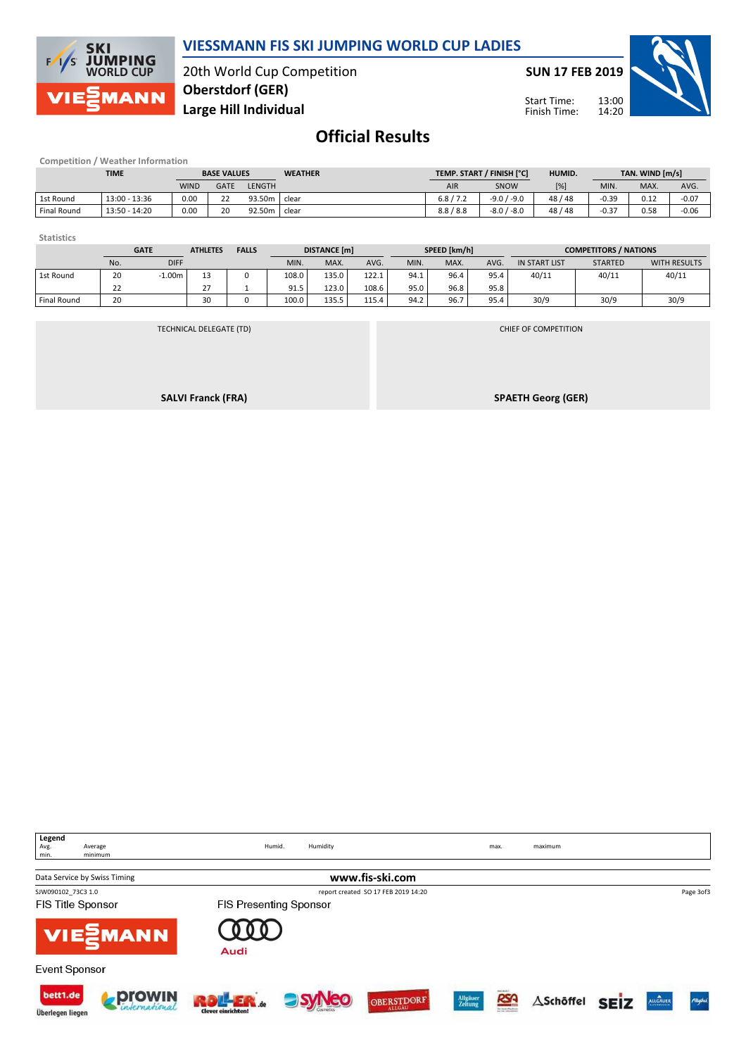## VIESSMANN FIS SKI JUMPING WORLD CUP LADIES

20th World Cup Competition
**Oberstdorf (GER)**
**Large Hill Individual**

**SUN 17 FEB 2019**

Start Time: 13:00
Finish Time: 14:20

# Official Results

Competition / Weather Information

| | TIME | BASE VALUES | | | WEATHER | TEMP. START / FINISH [°C] | | HUMID. | TAN. WIND [m/s] | | |
|---|---|---|---|---|---|---|---|---|---|---|---|
| | | WIND | GATE | LENGTH | | AIR | SNOW | [%] | MIN. | MAX. | AVG. |
| 1st Round | 13:00 - 13:36 | 0.00 | 22 | 93.50m | clear | 6.8 / 7.2 | -9.0 / -9.0 | 48 / 48 | -0.39 | 0.12 | -0.07 |
| Final Round | 13:50 - 14:20 | 0.00 | 20 | 92.50m | clear | 8.8 / 8.8 | -8.0 / -8.0 | 48 / 48 | -0.37 | 0.58 | -0.06 |

Statistics

| | GATE | | ATHLETES | FALLS | DISTANCE [m] | | | SPEED [km/h] | | | COMPETITORS / NATIONS | | |
|---|---|---|---|---|---|---|---|---|---|---|---|---|---|
| | No. | DIFF | | | MIN. | MAX. | AVG. | MIN. | MAX. | AVG. | IN START LIST | STARTED | WITH RESULTS |
| 1st Round | 20 | -1.00m | 13 | 0 | 108.0 | 135.0 | 122.1 | 94.1 | 96.4 | 95.4 | 40/11 | 40/11 | 40/11 |
| | 22 | | 27 | 1 | 91.5 | 123.0 | 108.6 | 95.0 | 96.8 | 95.8 | | | |
| Final Round | 20 | | 30 | 0 | 100.0 | 135.5 | 115.4 | 94.2 | 96.7 | 95.4 | 30/9 | 30/9 | 30/9 |

| TECHNICAL DELEGATE (TD) | CHIEF OF COMPETITION |
|---|---|
| **SALVI Franck (FRA)** | **SPAETH Georg (GER)** |

**Legend**
Avg. Average
min. minimum
Humid. Humidity
max. maximum

Data Service by Swiss Timing
www.fis-ski.com
SJW090102_73C3 1.0
report created SO 17 FEB 2019 14:20

FIS Title Sponsor
FIS Presenting Sponsor
Event Sponsor